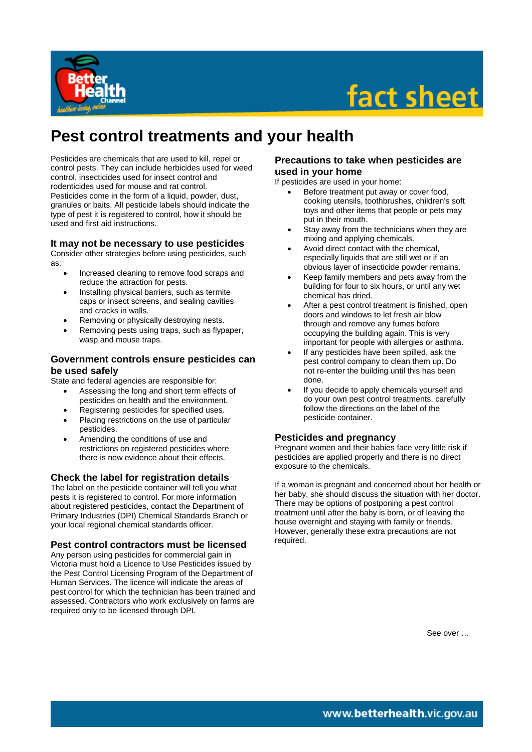# Pest control treatments and your health

Pesticides are chemicals that are used to kill, repel or control pests. They can include herbicides used for weed control, insecticides used for insect control and rodenticides used for mouse and rat control. Pesticides come in the form of a liquid, powder, dust, granules or baits. All pesticide labels should indicate the type of pest it is registered to control, how it should be used and first aid instructions.

## It may not be necessary to use pesticides

Consider other strategies before using pesticides, such as:

- Increased cleaning to remove food scraps and reduce the attraction for pests.
- Installing physical barriers, such as termite caps or insect screens, and sealing cavities and cracks in walls.
- Removing or physically destroying nests.
- Removing pests using traps, such as flypaper, wasp and mouse traps.

## Government controls ensure pesticides can be used safely

State and federal agencies are responsible for:

- Assessing the long and short term effects of pesticides on health and the environment.
- Registering pesticides for specified uses.
- Placing restrictions on the use of particular pesticides.
- Amending the conditions of use and restrictions on registered pesticides where there is new evidence about their effects.

## Check the label for registration details

The label on the pesticide container will tell you what pests it is registered to control. For more information about registered pesticides, contact the Department of Primary Industries (DPI) Chemical Standards Branch or your local regional chemical standards officer.

## Pest control contractors must be licensed

Any person using pesticides for commercial gain in Victoria must hold a Licence to Use Pesticides issued by the Pest Control Licensing Program of the Department of Human Services. The licence will indicate the areas of pest control for which the technician has been trained and assessed. Contractors who work exclusively on farms are required only to be licensed through DPI.

## Precautions to take when pesticides are used in your home

If pesticides are used in your home:

- Before treatment put away or cover food, cooking utensils, toothbrushes, children's soft toys and other items that people or pets may put in their mouth.
- Stay away from the technicians when they are mixing and applying chemicals.
- Avoid direct contact with the chemical, especially liquids that are still wet or if an obvious layer of insecticide powder remains.
- Keep family members and pets away from the building for four to six hours, or until any wet chemical has dried.
- After a pest control treatment is finished, open doors and windows to let fresh air blow through and remove any fumes before occupying the building again. This is very important for people with allergies or asthma.
- If any pesticides have been spilled, ask the pest control company to clean them up. Do not re-enter the building until this has been done.
- If you decide to apply chemicals yourself and do your own pest control treatments, carefully follow the directions on the label of the pesticide container.

## Pesticides and pregnancy

Pregnant women and their babies face very little risk if pesticides are applied properly and there is no direct exposure to the chemicals.

If a woman is pregnant and concerned about her health or her baby, she should discuss the situation with her doctor. There may be options of postponing a pest control treatment until after the baby is born, or of leaving the house overnight and staying with family or friends. However, generally these extra precautions are not required.

See over …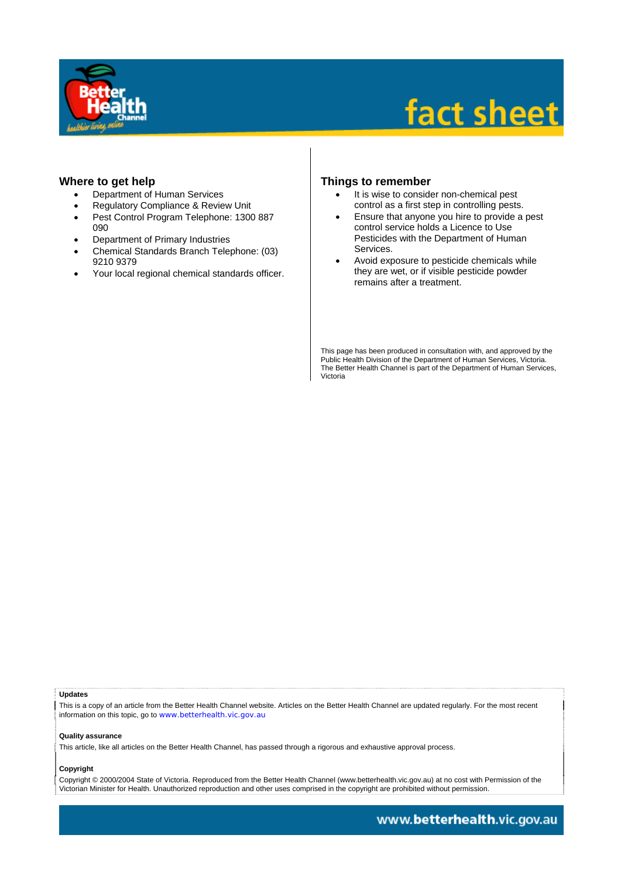## Where to get help

- Department of Human Services
- Regulatory Compliance & Review Unit
- Pest Control Program Telephone: 1300 887 090
- Department of Primary Industries
- Chemical Standards Branch Telephone: (03) 9210 9379
- Your local regional chemical standards officer.

## Things to remember

- It is wise to consider non-chemical pest control as a first step in controlling pests.
- Ensure that anyone you hire to provide a pest control service holds a Licence to Use Pesticides with the Department of Human Services.
- Avoid exposure to pesticide chemicals while they are wet, or if visible pesticide powder remains after a treatment.

This page has been produced in consultation with, and approved by the Public Health Division of the Department of Human Services, Victoria. The Better Health Channel is part of the Department of Human Services, Victoria

**Updates**

This is a copy of an article from the Better Health Channel website. Articles on the Better Health Channel are updated regularly. For the most recent information on this topic, go to www.betterhealth.vic.gov.au

**Quality assurance**

This article, like all articles on the Better Health Channel, has passed through a rigorous and exhaustive approval process.

**Copyright**

Copyright © 2000/2004 State of Victoria. Reproduced from the Better Health Channel (www.betterhealth.vic.gov.au) at no cost with Permission of the Victorian Minister for Health. Unauthorized reproduction and other uses comprised in the copyright are prohibited without permission.